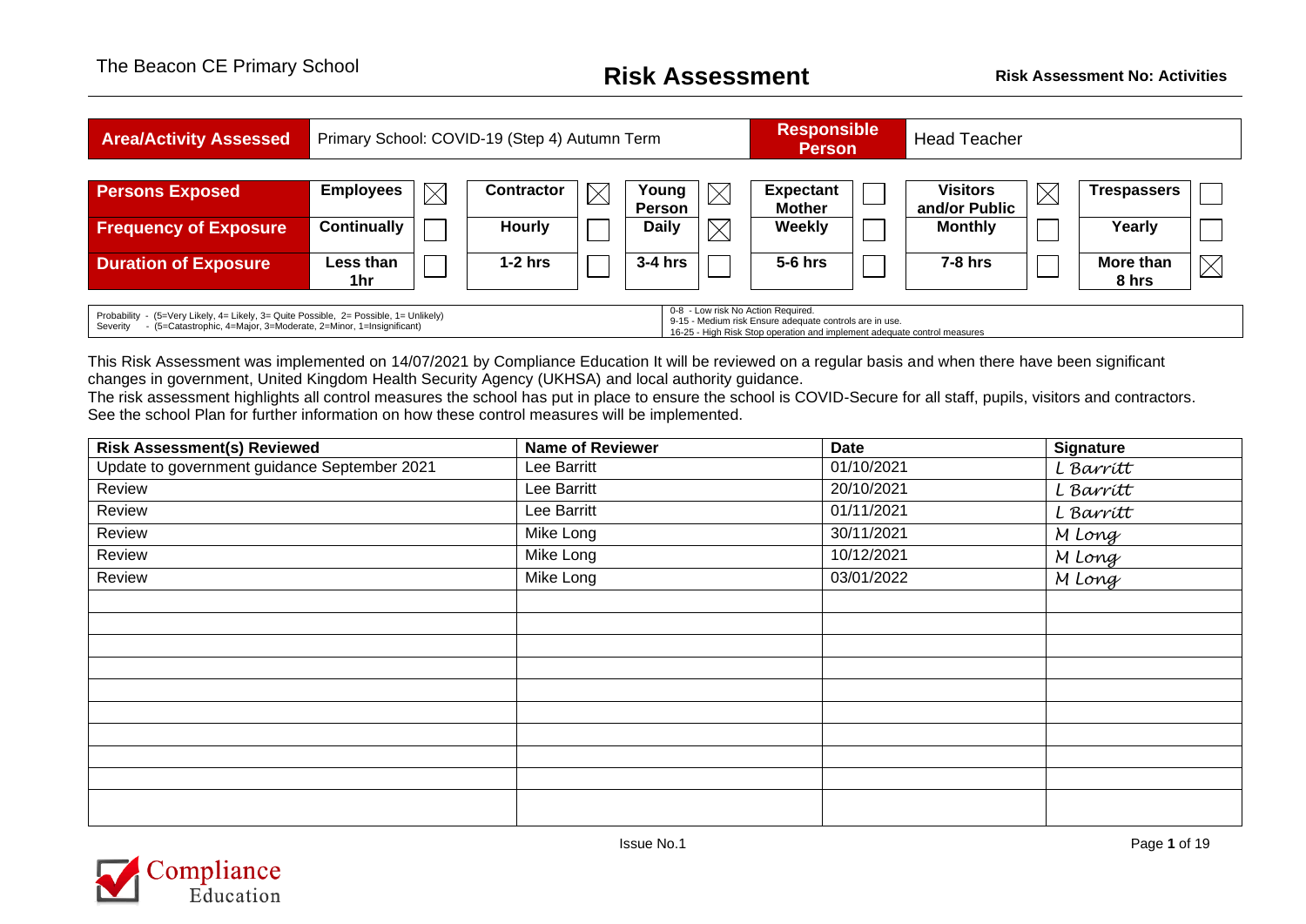The Beacon CE Primary School

# Risk Assessment

**Risk Assessment No: Activities**

| **Area/Activity Assessed** | Primary School: COVID-19 (Step 4) Autumn Term | **Responsible Person** | Head Teacher |
|---|---|---|---|

| | | | | | | | | | | | | |
|---|---|---|---|---|---|---|---|---|---|---|---|---|
| **Persons Exposed** | **Employees** | ☒ | **Contractor** | ☒ | **Young Person** | ☒ | **Expectant Mother** | ☐ | **Visitors and/or Public** | ☒ | **Trespassers** | ☐ |
| **Frequency of Exposure** | **Continually** | ☐ | **Hourly** | ☐ | **Daily** | ☒ | **Weekly** | ☐ | **Monthly** | ☐ | **Yearly** | ☐ |
| **Duration of Exposure** | **Less than 1hr** | ☐ | **1-2 hrs** | ☐ | **3-4 hrs** | ☐ | **5-6 hrs** | ☐ | **7-8 hrs** | ☐ | **More than 8 hrs** | ☒ |

| | |
|---|---|
| Probability - (5=Very Likely, 4= Likely, 3= Quite Possible, 2= Possible, 1= Unlikely)<br>Severity - (5=Catastrophic, 4=Major, 3=Moderate, 2=Minor, 1=Insignificant) | 0-8 - Low risk No Action Required.<br>9-15 - Medium risk Ensure adequate controls are in use.<br>16-25 - High Risk Stop operation and implement adequate control measures |

This Risk Assessment was implemented on 14/07/2021 by Compliance Education It will be reviewed on a regular basis and when there have been significant changes in government, United Kingdom Health Security Agency (UKHSA) and local authority guidance.
The risk assessment highlights all control measures the school has put in place to ensure the school is COVID-Secure for all staff, pupils, visitors and contractors. See the school Plan for further information on how these control measures will be implemented.

| Risk Assessment(s) Reviewed | Name of Reviewer | Date | Signature |
|---|---|---|---|
| Update to government guidance September 2021 | Lee Barritt | 01/10/2021 | L Barritt |
| Review | Lee Barritt | 20/10/2021 | L Barritt |
| Review | Lee Barritt | 01/11/2021 | L Barritt |
| Review | Mike Long | 30/11/2021 | M Long |
| Review | Mike Long | 10/12/2021 | M Long |
| Review | Mike Long | 03/01/2022 | M Long |
| | | | |
| | | | |
| | | | |
| | | | |
| | | | |
| | | | |
| | | | |
| | | | |
| | | | |
| | | | |

Issue No.1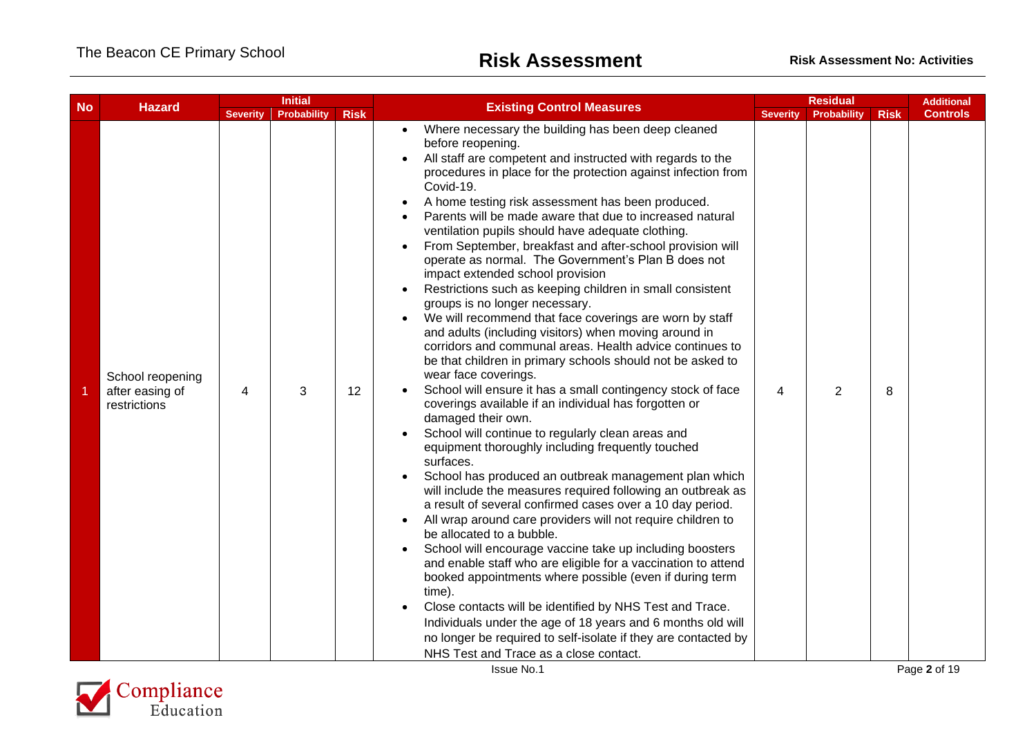| No | Hazard | Initial | | | Existing Control Measures | Residual | | | Additional Controls |
|---|---|---|---|---|---|---|---|---|---|
| | | Severity | Probability | Risk | | Severity | Probability | Risk | |
| 1 | School reopening after easing of restrictions | 4 | 3 | 12 | • Where necessary the building has been deep cleaned before reopening.<br>• All staff are competent and instructed with regards to the procedures in place for the protection against infection from Covid-19.<br>• A home testing risk assessment has been produced.<br>• Parents will be made aware that due to increased natural ventilation pupils should have adequate clothing.<br>• From September, breakfast and after-school provision will operate as normal. The Government's Plan B does not impact extended school provision<br>• Restrictions such as keeping children in small consistent groups is no longer necessary.<br>• We will recommend that face coverings are worn by staff and adults (including visitors) when moving around in corridors and communal areas. Health advice continues to be that children in primary schools should not be asked to wear face coverings.<br>• School will ensure it has a small contingency stock of face coverings available if an individual has forgotten or damaged their own.<br>• School will continue to regularly clean areas and equipment thoroughly including frequently touched surfaces.<br>• School has produced an outbreak management plan which will include the measures required following an outbreak as a result of several confirmed cases over a 10 day period.<br>• All wrap around care providers will not require children to be allocated to a bubble.<br>• School will encourage vaccine take up including boosters and enable staff who are eligible for a vaccination to attend booked appointments where possible (even if during term time).<br>• Close contacts will be identified by NHS Test and Trace. Individuals under the age of 18 years and 6 months old will no longer be required to self-isolate if they are contacted by NHS Test and Trace as a close contact. | 4 | 2 | 8 | |

Issue No.1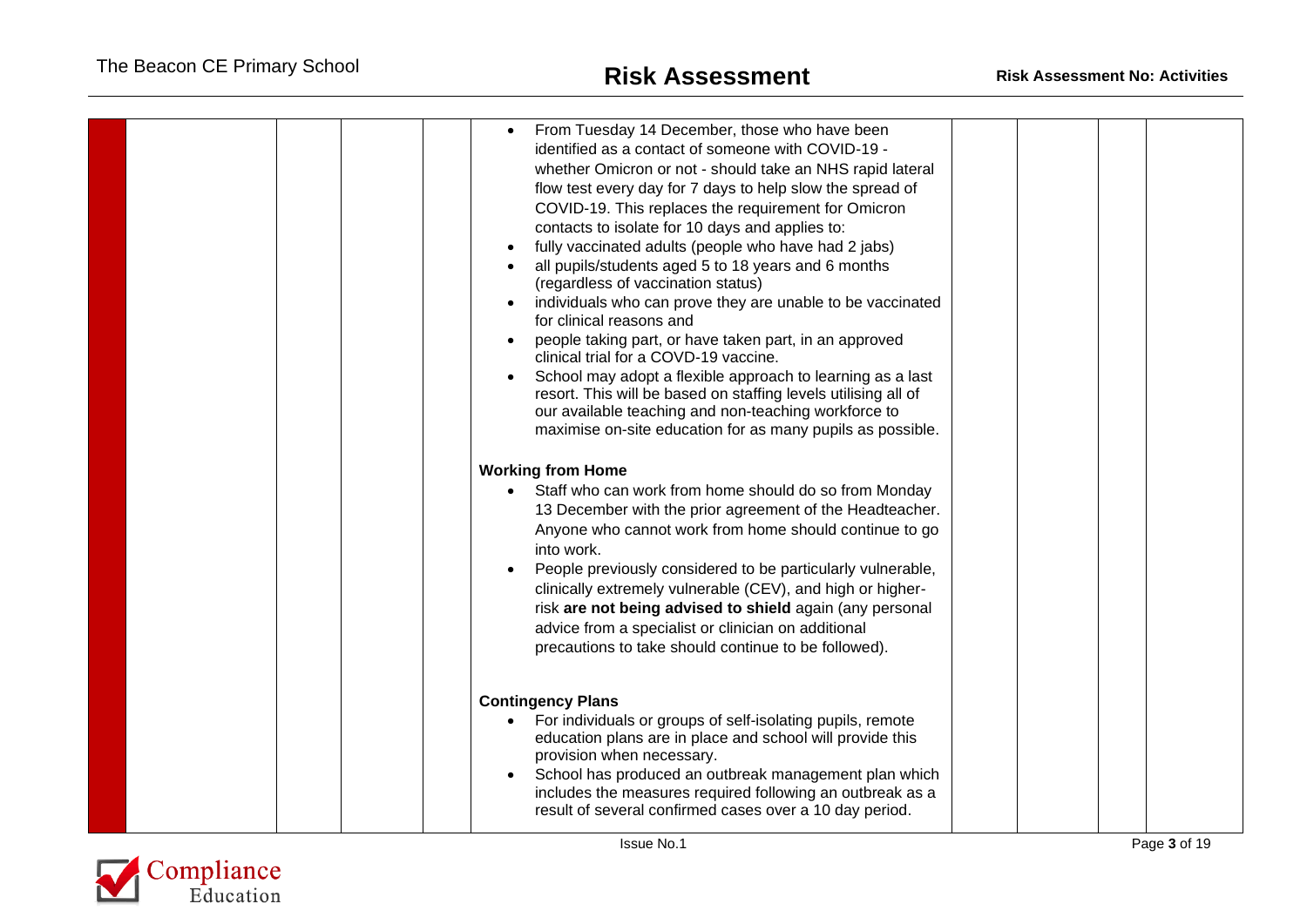| | | | | | | | | | |
|---|---|---|---|---|---|---|---|---|---|
| | | | | <ul><li>From Tuesday 14 December, those who have been identified as a contact of someone with COVID-19 - whether Omicron or not - should take an NHS rapid lateral flow test every day for 7 days to help slow the spread of COVID-19. This replaces the requirement for Omicron contacts to isolate for 10 days and applies to:</li><li>fully vaccinated adults (people who have had 2 jabs)</li><li>all pupils/students aged 5 to 18 years and 6 months (regardless of vaccination status)</li><li>individuals who can prove they are unable to be vaccinated for clinical reasons and</li><li>people taking part, or have taken part, in an approved clinical trial for a COVD-19 vaccine.</li><li>School may adopt a flexible approach to learning as a last resort. This will be based on staffing levels utilising all of our available teaching and non-teaching workforce to maximise on-site education for as many pupils as possible.</li></ul>**Working from Home**<ul><li>Staff who can work from home should do so from Monday 13 December with the prior agreement of the Headteacher. Anyone who cannot work from home should continue to go into work.</li><li>People previously considered to be particularly vulnerable, clinically extremely vulnerable (CEV), and high or higher-risk **are not being advised to shield** again (any personal advice from a specialist or clinician on additional precautions to take should continue to be followed).</li></ul>**Contingency Plans**<ul><li>For individuals or groups of self-isolating pupils, remote education plans are in place and school will provide this provision when necessary.</li><li>School has produced an outbreak management plan which includes the measures required following an outbreak as a result of several confirmed cases over a 10 day period.</li></ul> | | | | |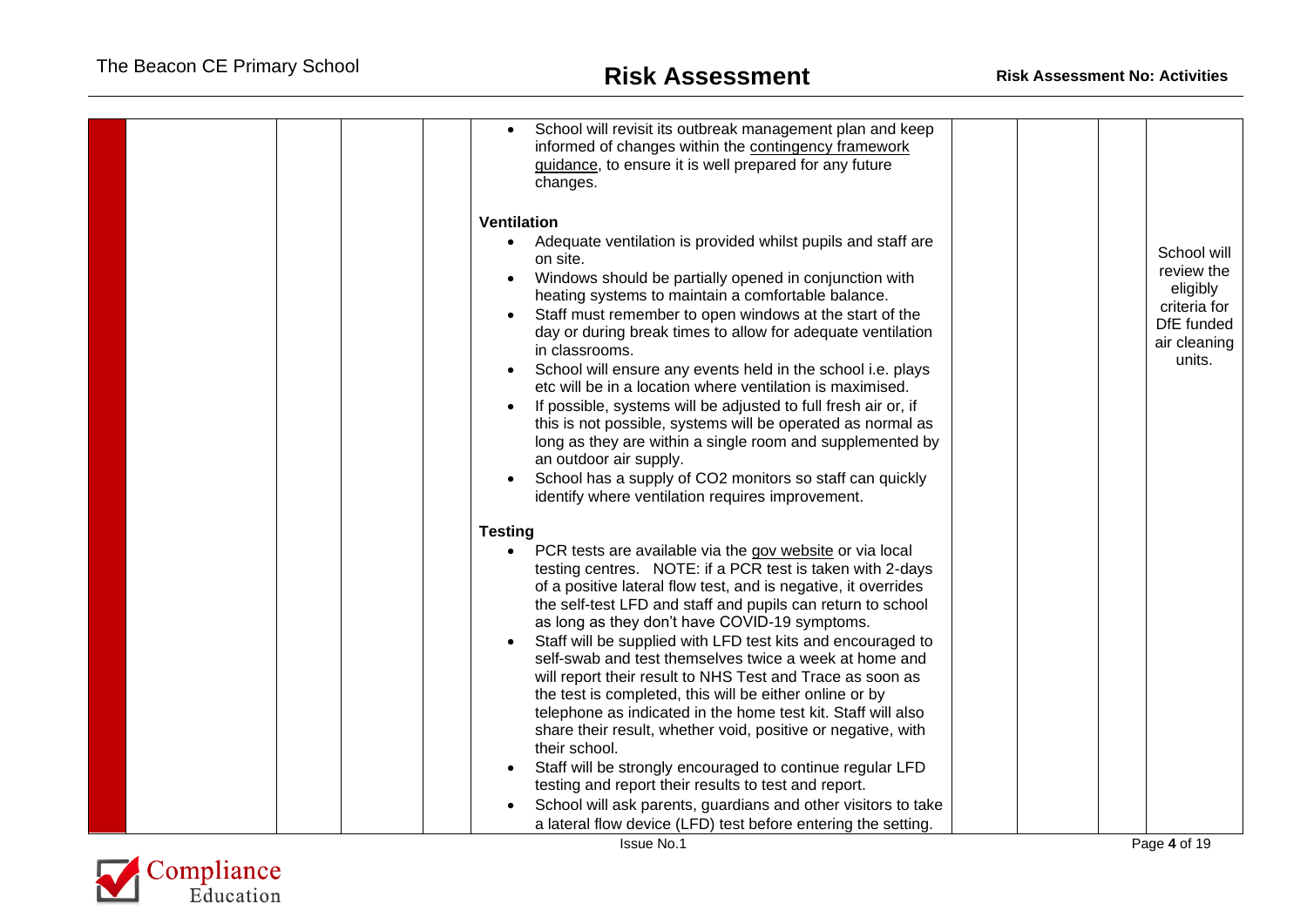| | | | | | | | | | |
|---|---|---|---|---|---|---|---|---|---|
| | | | | | • School will revisit its outbreak management plan and keep informed of changes within the contingency framework guidance, to ensure it is well prepared for any future changes.<br><br>**Ventilation**<br>• Adequate ventilation is provided whilst pupils and staff are on site.<br>• Windows should be partially opened in conjunction with heating systems to maintain a comfortable balance.<br>• Staff must remember to open windows at the start of the day or during break times to allow for adequate ventilation in classrooms.<br>• School will ensure any events held in the school i.e. plays etc will be in a location where ventilation is maximised.<br>• If possible, systems will be adjusted to full fresh air or, if this is not possible, systems will be operated as normal as long as they are within a single room and supplemented by an outdoor air supply.<br>• School has a supply of $CO_2$ monitors so staff can quickly identify where ventilation requires improvement.<br><br>**Testing**<br>• PCR tests are available via the gov website or via local testing centres. NOTE: if a PCR test is taken with 2-days of a positive lateral flow test, and is negative, it overrides the self-test LFD and staff and pupils can return to school as long as they don't have COVID-19 symptoms.<br>• Staff will be supplied with LFD test kits and encouraged to self-swab and test themselves twice a week at home and will report their result to NHS Test and Trace as soon as the test is completed, this will be either online or by telephone as indicated in the home test kit. Staff will also share their result, whether void, positive or negative, with their school.<br>• Staff will be strongly encouraged to continue regular LFD testing and report their results to test and report.<br>• School will ask parents, guardians and other visitors to take a lateral flow device (LFD) test before entering the setting. | | | | School will review the eligibly criteria for DfE funded air cleaning units. |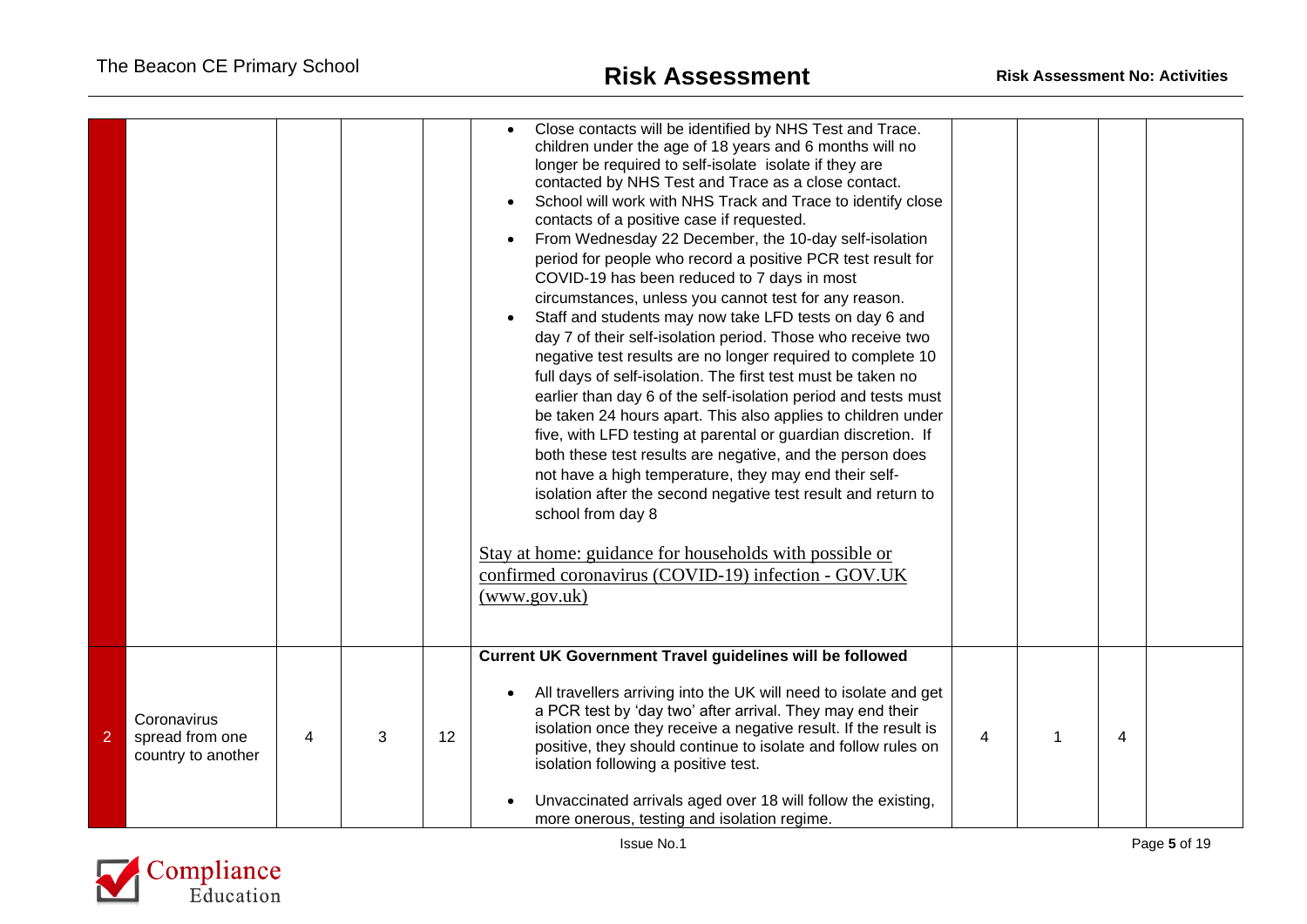| | | | | | | | | | |
|---|---|---|---|---|---|---|---|---|---|
| | | | | | • Close contacts will be identified by NHS Test and Trace. children under the age of 18 years and 6 months will no longer be required to self-isolate isolate if they are contacted by NHS Test and Trace as a close contact.<br>• School will work with NHS Track and Trace to identify close contacts of a positive case if requested.<br>• From Wednesday 22 December, the 10-day self-isolation period for people who record a positive PCR test result for COVID-19 has been reduced to 7 days in most circumstances, unless you cannot test for any reason.<br>• Staff and students may now take LFD tests on day 6 and day 7 of their self-isolation period. Those who receive two negative test results are no longer required to complete 10 full days of self-isolation. The first test must be taken no earlier than day 6 of the self-isolation period and tests must be taken 24 hours apart. This also applies to children under five, with LFD testing at parental or guardian discretion. If both these test results are negative, and the person does not have a high temperature, they may end their self-isolation after the second negative test result and return to school from day 8<br><br>Stay at home: guidance for households with possible or confirmed coronavirus (COVID-19) infection - GOV.UK (www.gov.uk) | | | | |
| 2 | Coronavirus spread from one country to another | 4 | 3 | 12 | **Current UK Government Travel guidelines will be followed**<br><br>• All travellers arriving into the UK will need to isolate and get a PCR test by 'day two' after arrival. They may end their isolation once they receive a negative result. If the result is positive, they should continue to isolate and follow rules on isolation following a positive test.<br><br>• Unvaccinated arrivals aged over 18 will follow the existing, more onerous, testing and isolation regime. | 4 | 1 | 4 | |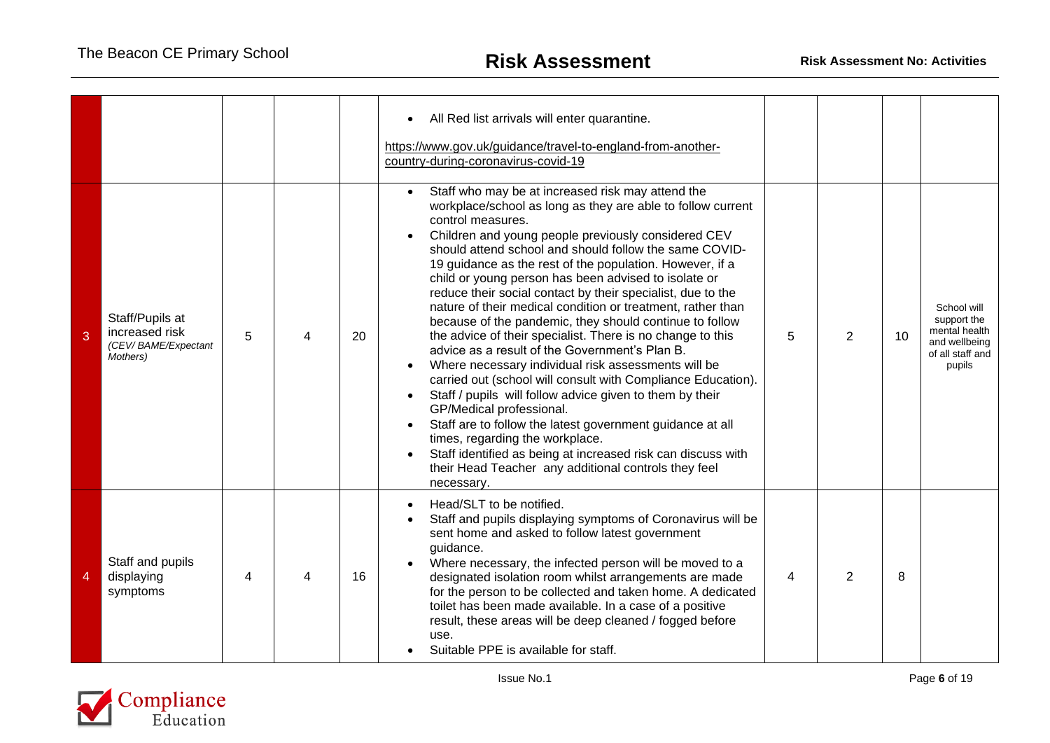| | | | | | | | | | |
|---|---|---|---|---|---|---|---|---|---|
| | | | | | • All Red list arrivals will enter quarantine.<br><br>https://www.gov.uk/guidance/travel-to-england-from-another-country-during-coronavirus-covid-19 | | | | |
| 3 | Staff/Pupils at increased risk *(CEV/ BAME/Expectant Mothers)* | 5 | 4 | 20 | • Staff who may be at increased risk may attend the workplace/school as long as they are able to follow current control measures.<br>• Children and young people previously considered CEV should attend school and should follow the same COVID-19 guidance as the rest of the population. However, if a child or young person has been advised to isolate or reduce their social contact by their specialist, due to the nature of their medical condition or treatment, rather than because of the pandemic, they should continue to follow the advice of their specialist. There is no change to this advice as a result of the Government's Plan B.<br>• Where necessary individual risk assessments will be carried out (school will consult with Compliance Education).<br>• Staff / pupils will follow advice given to them by their GP/Medical professional.<br>• Staff are to follow the latest government guidance at all times, regarding the workplace.<br>• Staff identified as being at increased risk can discuss with their Head Teacher any additional controls they feel necessary. | 5 | 2 | 10 | School will support the mental health and wellbeing of all staff and pupils |
| 4 | Staff and pupils displaying symptoms | 4 | 4 | 16 | • Head/SLT to be notified.<br>• Staff and pupils displaying symptoms of Coronavirus will be sent home and asked to follow latest government guidance.<br>• Where necessary, the infected person will be moved to a designated isolation room whilst arrangements are made for the person to be collected and taken home. A dedicated toilet has been made available. In a case of a positive result, these areas will be deep cleaned / fogged before use.<br>• Suitable PPE is available for staff. | 4 | 2 | 8 | |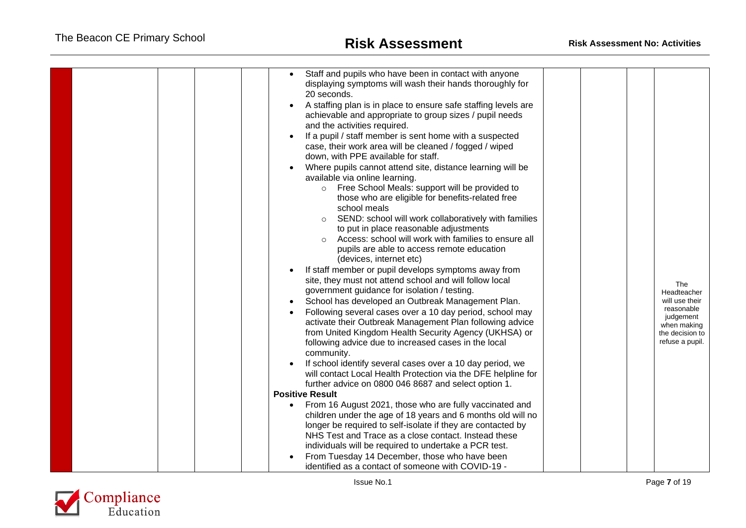| | | | | | | | | | |
|---|---|---|---|---|---|---|---|---|---|
| | | | | • Staff and pupils who have been in contact with anyone displaying symptoms will wash their hands thoroughly for 20 seconds.<br>• A staffing plan is in place to ensure safe staffing levels are achievable and appropriate to group sizes / pupil needs and the activities required.<br>• If a pupil / staff member is sent home with a suspected case, their work area will be cleaned / fogged / wiped down, with PPE available for staff.<br>• Where pupils cannot attend site, distance learning will be available via online learning.<br>&nbsp;&nbsp;&nbsp;&nbsp;○ Free School Meals: support will be provided to those who are eligible for benefits-related free school meals<br>&nbsp;&nbsp;&nbsp;&nbsp;○ SEND: school will work collaboratively with families to put in place reasonable adjustments<br>&nbsp;&nbsp;&nbsp;&nbsp;○ Access: school will work with families to ensure all pupils are able to access remote education (devices, internet etc)<br>• If staff member or pupil develops symptoms away from site, they must not attend school and will follow local government guidance for isolation / testing.<br>• School has developed an Outbreak Management Plan.<br>• Following several cases over a 10 day period, school may activate their Outbreak Management Plan following advice from United Kingdom Health Security Agency (UKHSA) or following advice due to increased cases in the local community.<br>• If school identify several cases over a 10 day period, we will contact Local Health Protection via the DFE helpline for further advice on 0800 046 8687 and select option 1.<br>**Positive Result**<br>• From 16 August 2021, those who are fully vaccinated and children under the age of 18 years and 6 months old will no longer be required to self-isolate if they are contacted by NHS Test and Trace as a close contact. Instead these individuals will be required to undertake a PCR test.<br>• From Tuesday 14 December, those who have been identified as a contact of someone with COVID-19 - | | | | The Headteacher will use their reasonable judgement when making the decision to refuse a pupil. |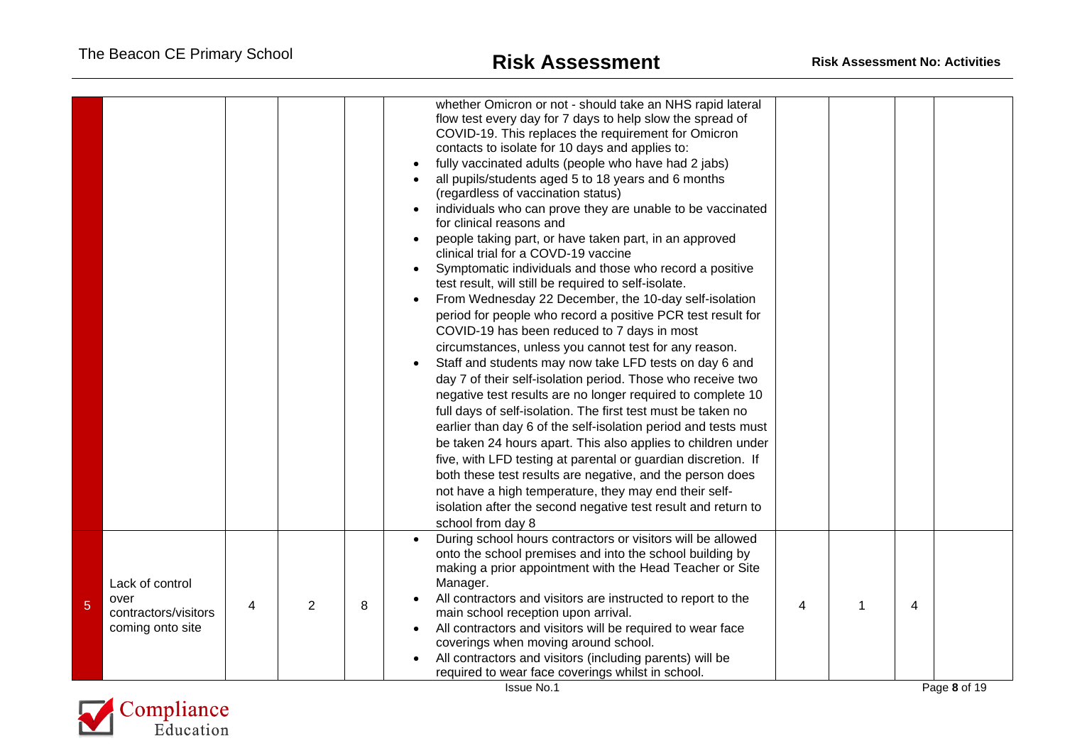| | | | | | | | | | |
|---|---|---|---|---|---|---|---|---|---|
| | | | | | whether Omicron or not - should take an NHS rapid lateral flow test every day for 7 days to help slow the spread of COVID-19. This replaces the requirement for Omicron contacts to isolate for 10 days and applies to:<br>• fully vaccinated adults (people who have had 2 jabs)<br>• all pupils/students aged 5 to 18 years and 6 months (regardless of vaccination status)<br>• individuals who can prove they are unable to be vaccinated for clinical reasons and<br>• people taking part, or have taken part, in an approved clinical trial for a COVD-19 vaccine<br>• Symptomatic individuals and those who record a positive test result, will still be required to self-isolate.<br>• From Wednesday 22 December, the 10-day self-isolation period for people who record a positive PCR test result for COVID-19 has been reduced to 7 days in most circumstances, unless you cannot test for any reason.<br>• Staff and students may now take LFD tests on day 6 and day 7 of their self-isolation period. Those who receive two negative test results are no longer required to complete 10 full days of self-isolation. The first test must be taken no earlier than day 6 of the self-isolation period and tests must be taken 24 hours apart. This also applies to children under five, with LFD testing at parental or guardian discretion. If both these test results are negative, and the person does not have a high temperature, they may end their self-isolation after the second negative test result and return to school from day 8 | | | | |
| 5 | Lack of control over contractors/visitors coming onto site | 4 | 2 | 8 | • During school hours contractors or visitors will be allowed onto the school premises and into the school building by making a prior appointment with the Head Teacher or Site Manager.<br>• All contractors and visitors are instructed to report to the main school reception upon arrival.<br>• All contractors and visitors will be required to wear face coverings when moving around school.<br>• All contractors and visitors (including parents) will be required to wear face coverings whilst in school. | 4 | 1 | 4 | |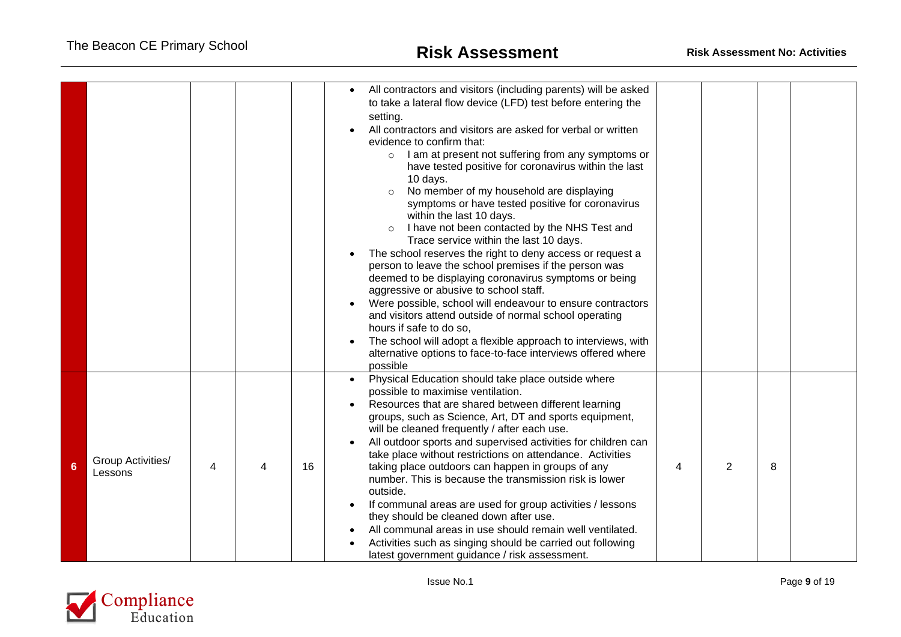| | | | | | | | | | |
|---|---|---|---|---|---|---|---|---|---|
| | | | | | • All contractors and visitors (including parents) will be asked to take a lateral flow device (LFD) test before entering the setting.<br>• All contractors and visitors are asked for verbal or written evidence to confirm that:<br>  ○ I am at present not suffering from any symptoms or have tested positive for coronavirus within the last 10 days.<br>  ○ No member of my household are displaying symptoms or have tested positive for coronavirus within the last 10 days.<br>  ○ I have not been contacted by the NHS Test and Trace service within the last 10 days.<br>• The school reserves the right to deny access or request a person to leave the school premises if the person was deemed to be displaying coronavirus symptoms or being aggressive or abusive to school staff.<br>• Were possible, school will endeavour to ensure contractors and visitors attend outside of normal school operating hours if safe to do so,<br>• The school will adopt a flexible approach to interviews, with alternative options to face-to-face interviews offered where possible | | | | |
| 6 | Group Activities/ Lessons | 4 | 4 | 16 | • Physical Education should take place outside where possible to maximise ventilation.<br>• Resources that are shared between different learning groups, such as Science, Art, DT and sports equipment, will be cleaned frequently / after each use.<br>• All outdoor sports and supervised activities for children can take place without restrictions on attendance. Activities taking place outdoors can happen in groups of any number. This is because the transmission risk is lower outside.<br>• If communal areas are used for group activities / lessons they should be cleaned down after use.<br>• All communal areas in use should remain well ventilated.<br>• Activities such as singing should be carried out following latest government guidance / risk assessment. | 4 | 2 | 8 | |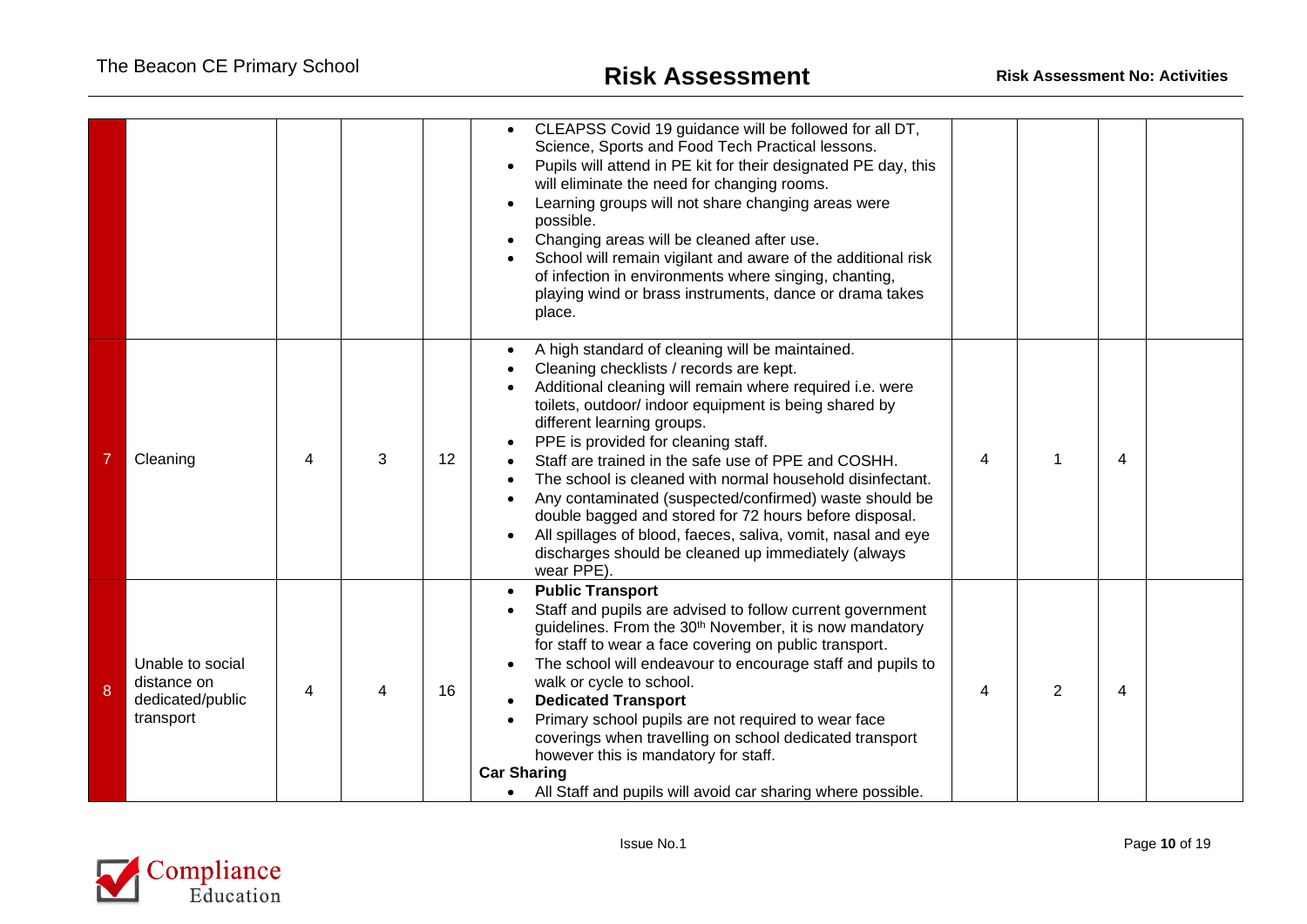| | | | | | | | | | |
|---|---|---|---|---|---|---|---|---|---|
| | | | | | • CLEAPSS Covid 19 guidance will be followed for all DT, Science, Sports and Food Tech Practical lessons.<br>• Pupils will attend in PE kit for their designated PE day, this will eliminate the need for changing rooms.<br>• Learning groups will not share changing areas were possible.<br>• Changing areas will be cleaned after use.<br>• School will remain vigilant and aware of the additional risk of infection in environments where singing, chanting, playing wind or brass instruments, dance or drama takes place. | | | | |
| 7 | Cleaning | 4 | 3 | 12 | • A high standard of cleaning will be maintained.<br>• Cleaning checklists / records are kept.<br>• Additional cleaning will remain where required i.e. were toilets, outdoor/ indoor equipment is being shared by different learning groups.<br>• PPE is provided for cleaning staff.<br>• Staff are trained in the safe use of PPE and COSHH.<br>• The school is cleaned with normal household disinfectant.<br>• Any contaminated (suspected/confirmed) waste should be double bagged and stored for 72 hours before disposal.<br>• All spillages of blood, faeces, saliva, vomit, nasal and eye discharges should be cleaned up immediately (always wear PPE). | 4 | 1 | 4 | |
| 8 | Unable to social distance on dedicated/public transport | 4 | 4 | 16 | • **Public Transport**<br>• Staff and pupils are advised to follow current government guidelines. From the 30th November, it is now mandatory for staff to wear a face covering on public transport.<br>• The school will endeavour to encourage staff and pupils to walk or cycle to school.<br>• **Dedicated Transport**<br>• Primary school pupils are not required to wear face coverings when travelling on school dedicated transport however this is mandatory for staff.<br>**Car Sharing**<br>• All Staff and pupils will avoid car sharing where possible. | 4 | 2 | 4 | |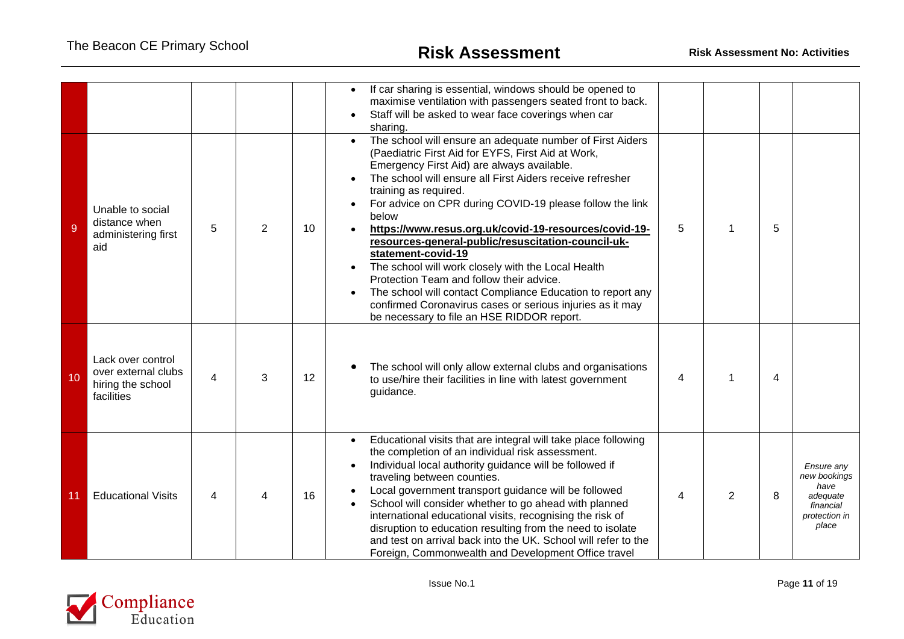| | | | | | | | | | |
|---|---|---|---|---|---|---|---|---|---|
| | | | | | • If car sharing is essential, windows should be opened to maximise ventilation with passengers seated front to back.<br>• Staff will be asked to wear face coverings when car sharing. | | | | |
| 9 | Unable to social distance when administering first aid | 5 | 2 | 10 | • The school will ensure an adequate number of First Aiders (Paediatric First Aid for EYFS, First Aid at Work, Emergency First Aid) are always available.<br>• The school will ensure all First Aiders receive refresher training as required.<br>• For advice on CPR during COVID-19 please follow the link below<br>• **https://www.resus.org.uk/covid-19-resources/covid-19-resources-general-public/resuscitation-council-uk-statement-covid-19**<br>• The school will work closely with the Local Health Protection Team and follow their advice.<br>• The school will contact Compliance Education to report any confirmed Coronavirus cases or serious injuries as it may be necessary to file an HSE RIDDOR report. | 5 | 1 | 5 | |
| 10 | Lack over control over external clubs hiring the school facilities | 4 | 3 | 12 | • The school will only allow external clubs and organisations to use/hire their facilities in line with latest government guidance. | 4 | 1 | 4 | |
| 11 | Educational Visits | 4 | 4 | 16 | • Educational visits that are integral will take place following the completion of an individual risk assessment.<br>• Individual local authority guidance will be followed if traveling between counties.<br>• Local government transport guidance will be followed<br>• School will consider whether to go ahead with planned international educational visits, recognising the risk of disruption to education resulting from the need to isolate and test on arrival back into the UK. School will refer to the Foreign, Commonwealth and Development Office travel | 4 | 2 | 8 | *Ensure any new bookings have adequate financial protection in place* |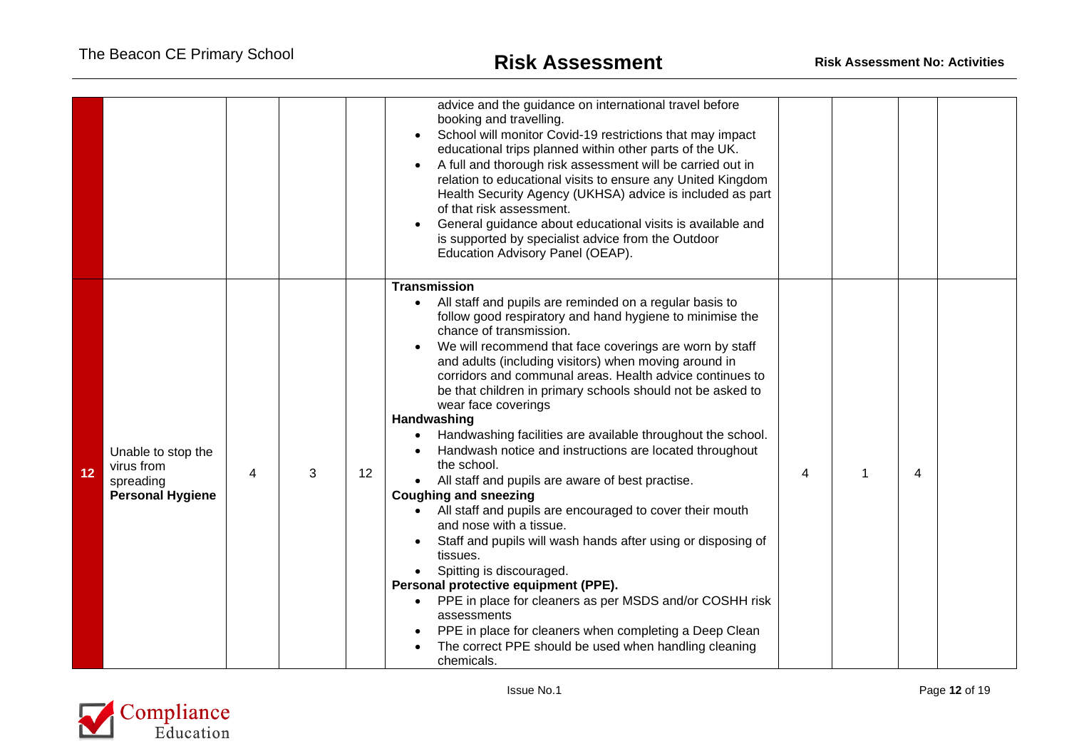| | | | | | | | | | |
|---|---|---|---|---|---|---|---|---|---|
| | | | | | advice and the guidance on international travel before booking and travelling.<br>• School will monitor Covid-19 restrictions that may impact educational trips planned within other parts of the UK.<br>• A full and thorough risk assessment will be carried out in relation to educational visits to ensure any United Kingdom Health Security Agency (UKHSA) advice is included as part of that risk assessment.<br>• General guidance about educational visits is available and is supported by specialist advice from the Outdoor Education Advisory Panel (OEAP). | | | | |
| **12** | Unable to stop the virus from spreading **Personal Hygiene** | 4 | 3 | 12 | **Transmission**<br>• All staff and pupils are reminded on a regular basis to follow good respiratory and hand hygiene to minimise the chance of transmission.<br>• We will recommend that face coverings are worn by staff and adults (including visitors) when moving around in corridors and communal areas. Health advice continues to be that children in primary schools should not be asked to wear face coverings<br>**Handwashing**<br>• Handwashing facilities are available throughout the school.<br>• Handwash notice and instructions are located throughout the school.<br>• All staff and pupils are aware of best practise.<br>**Coughing and sneezing**<br>• All staff and pupils are encouraged to cover their mouth and nose with a tissue.<br>• Staff and pupils will wash hands after using or disposing of tissues.<br>• Spitting is discouraged.<br>**Personal protective equipment (PPE).**<br>• PPE in place for cleaners as per MSDS and/or COSHH risk assessments<br>• PPE in place for cleaners when completing a Deep Clean<br>• The correct PPE should be used when handling cleaning chemicals. | 4 | 1 | 4 | |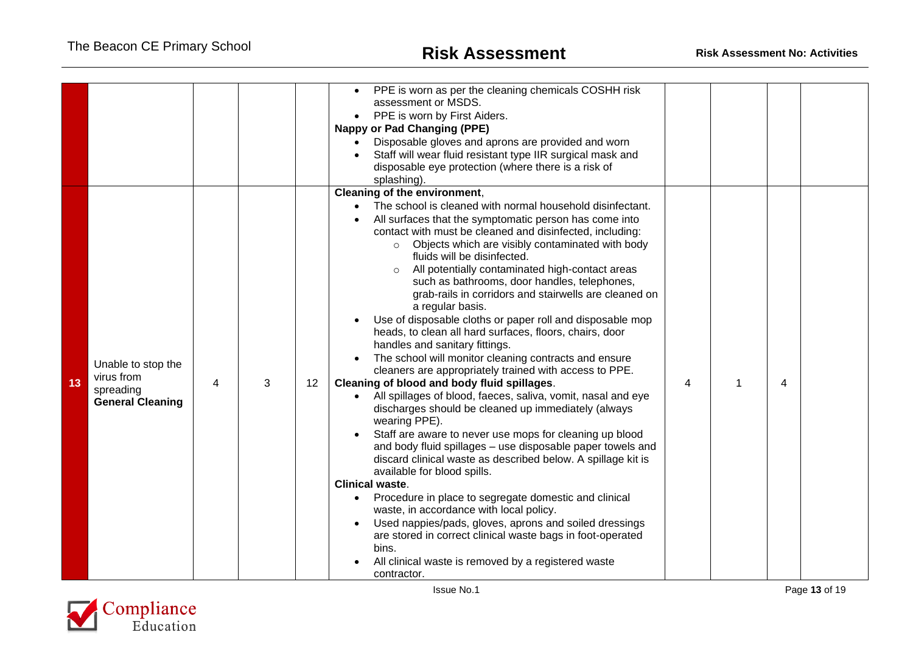| | | | | | | | | | |
|---|---|---|---|---|---|---|---|---|---|
| | | | | | • PPE is worn as per the cleaning chemicals COSHH risk assessment or MSDS.<br>• PPE is worn by First Aiders.<br>**Nappy or Pad Changing (PPE)**<br>• Disposable gloves and aprons are provided and worn<br>• Staff will wear fluid resistant type IIR surgical mask and disposable eye protection (where there is a risk of splashing). | | | | |
| **13** | Unable to stop the virus from spreading **General Cleaning** | 4 | 3 | 12 | **Cleaning of the environment**,<br>• The school is cleaned with normal household disinfectant.<br>• All surfaces that the symptomatic person has come into contact with must be cleaned and disinfected, including:<br>  ○ Objects which are visibly contaminated with body fluids will be disinfected.<br>  ○ All potentially contaminated high-contact areas such as bathrooms, door handles, telephones, grab-rails in corridors and stairwells are cleaned on a regular basis.<br>• Use of disposable cloths or paper roll and disposable mop heads, to clean all hard surfaces, floors, chairs, door handles and sanitary fittings.<br>• The school will monitor cleaning contracts and ensure cleaners are appropriately trained with access to PPE.<br>**Cleaning of blood and body fluid spillages**.<br>• All spillages of blood, faeces, saliva, vomit, nasal and eye discharges should be cleaned up immediately (always wearing PPE).<br>• Staff are aware to never use mops for cleaning up blood and body fluid spillages – use disposable paper towels and discard clinical waste as described below. A spillage kit is available for blood spills.<br>**Clinical waste**.<br>• Procedure in place to segregate domestic and clinical waste, in accordance with local policy.<br>• Used nappies/pads, gloves, aprons and soiled dressings are stored in correct clinical waste bags in foot-operated bins.<br>• All clinical waste is removed by a registered waste contractor. | 4 | 1 | 4 | |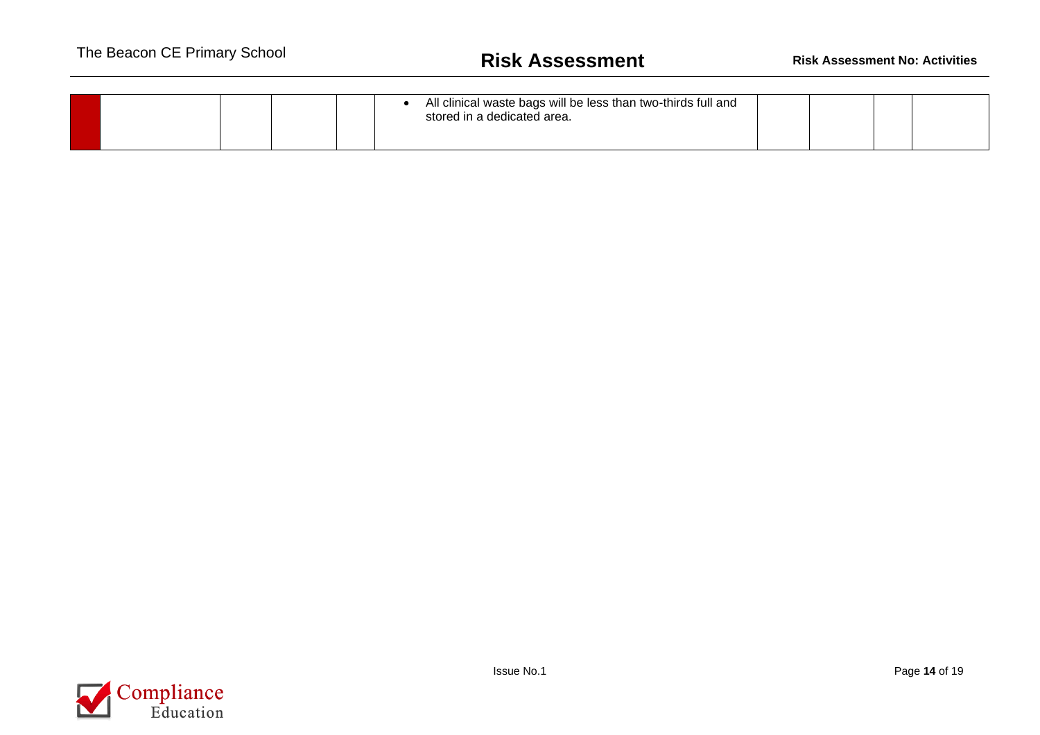|  |  |  |  |  | • All clinical waste bags will be less than two-thirds full and stored in a dedicated area. |  |  |  |  |
|---|---|---|---|---|---|---|---|---|---|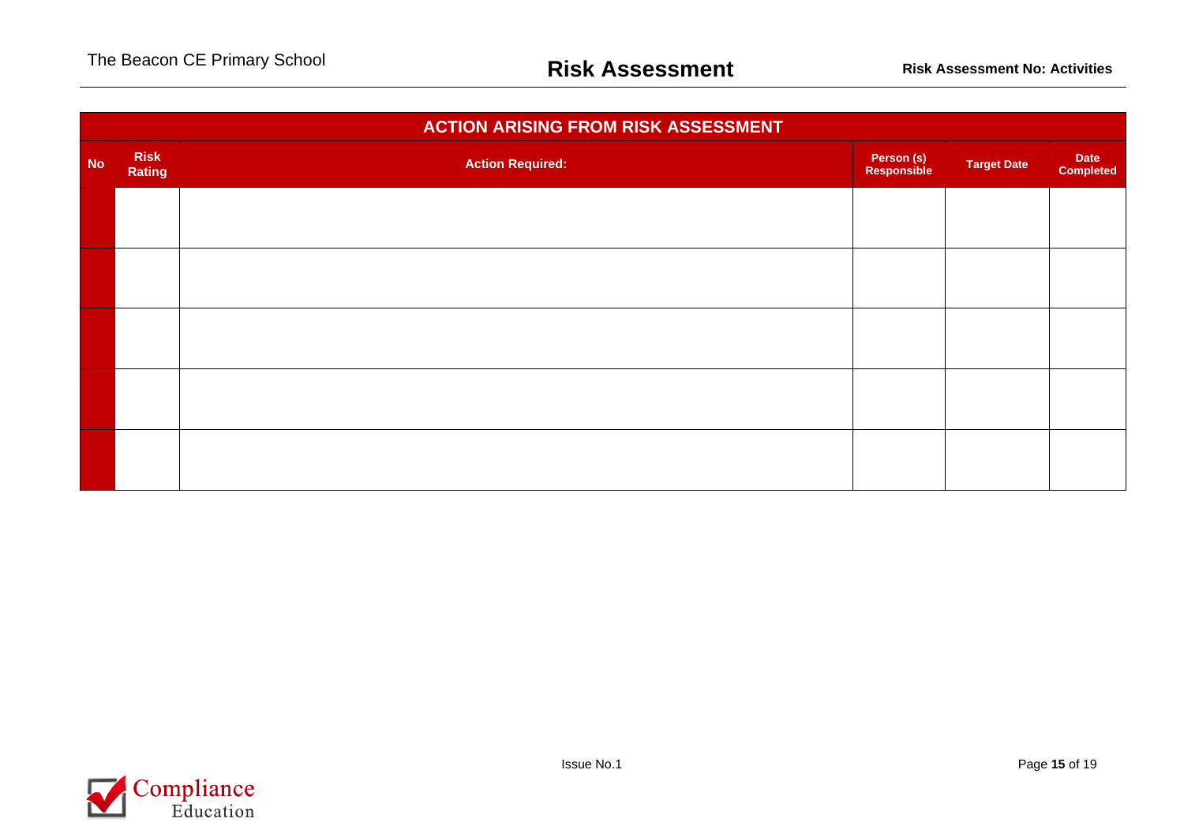| ACTION ARISING FROM RISK ASSESSMENT | | | | | |
|---|---|---|---|---|---|
| **No** | **Risk Rating** | **Action Required:** | **Person (s) Responsible** | **Target Date** | **Date Completed** |
| | | | | | |
| | | | | | |
| | | | | | |
| | | | | | |
| | | | | | |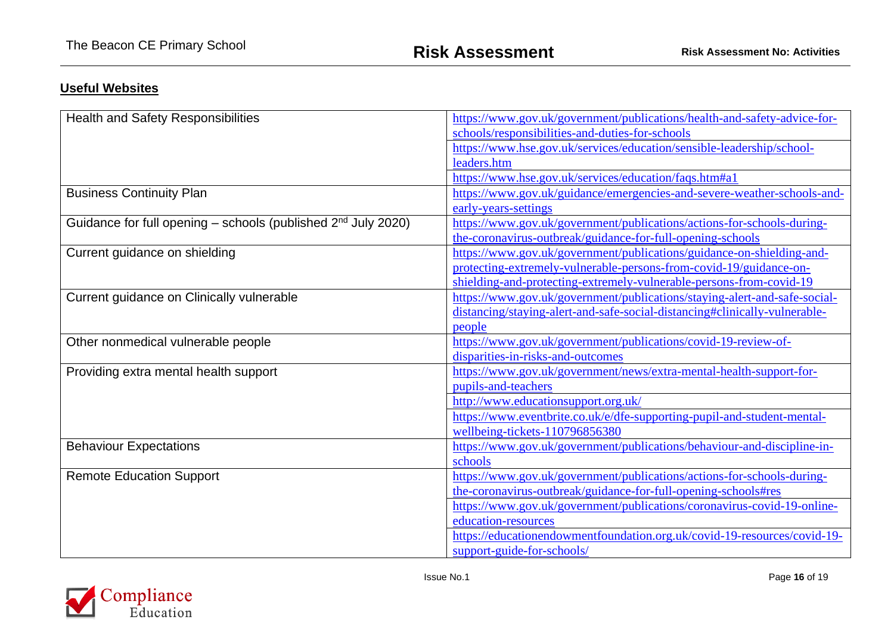## Useful Websites

| | |
|---|---|
| Health and Safety Responsibilities | https://www.gov.uk/government/publications/health-and-safety-advice-for-schools/responsibilities-and-duties-for-schools |
| | https://www.hse.gov.uk/services/education/sensible-leadership/school-leaders.htm |
| | https://www.hse.gov.uk/services/education/faqs.htm#a1 |
| Business Continuity Plan | https://www.gov.uk/guidance/emergencies-and-severe-weather-schools-and-early-years-settings |
| Guidance for full opening – schools (published 2nd July 2020) | https://www.gov.uk/government/publications/actions-for-schools-during-the-coronavirus-outbreak/guidance-for-full-opening-schools |
| Current guidance on shielding | https://www.gov.uk/government/publications/guidance-on-shielding-and-protecting-extremely-vulnerable-persons-from-covid-19/guidance-on-shielding-and-protecting-extremely-vulnerable-persons-from-covid-19 |
| Current guidance on Clinically vulnerable | https://www.gov.uk/government/publications/staying-alert-and-safe-social-distancing/staying-alert-and-safe-social-distancing#clinically-vulnerable-people |
| Other nonmedical vulnerable people | https://www.gov.uk/government/publications/covid-19-review-of-disparities-in-risks-and-outcomes |
| Providing extra mental health support | https://www.gov.uk/government/news/extra-mental-health-support-for-pupils-and-teachers |
| | http://www.educationsupport.org.uk/ |
| | https://www.eventbrite.co.uk/e/dfe-supporting-pupil-and-student-mental-wellbeing-tickets-110796856380 |
| Behaviour Expectations | https://www.gov.uk/government/publications/behaviour-and-discipline-in-schools |
| Remote Education Support | https://www.gov.uk/government/publications/actions-for-schools-during-the-coronavirus-outbreak/guidance-for-full-opening-schools#res |
| | https://www.gov.uk/government/publications/coronavirus-covid-19-online-education-resources |
| | https://educationendowmentfoundation.org.uk/covid-19-resources/covid-19-support-guide-for-schools/ |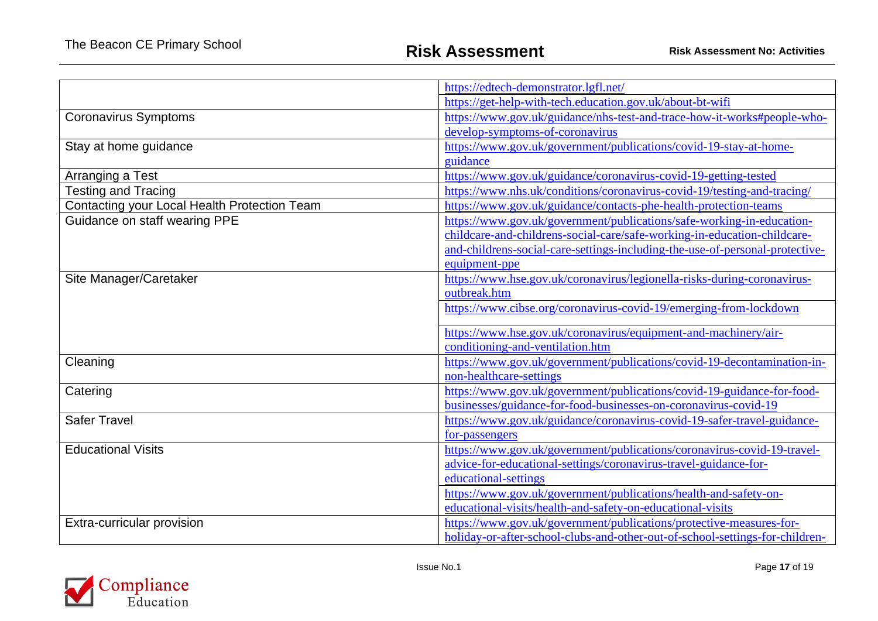| | |
|---|---|
| | https://edtech-demonstrator.lgfl.net/ |
| | https://get-help-with-tech.education.gov.uk/about-bt-wifi |
| Coronavirus Symptoms | https://www.gov.uk/guidance/nhs-test-and-trace-how-it-works#people-who-develop-symptoms-of-coronavirus |
| Stay at home guidance | https://www.gov.uk/government/publications/covid-19-stay-at-home-guidance |
| Arranging a Test | https://www.gov.uk/guidance/coronavirus-covid-19-getting-tested |
| Testing and Tracing | https://www.nhs.uk/conditions/coronavirus-covid-19/testing-and-tracing/ |
| Contacting your Local Health Protection Team | https://www.gov.uk/guidance/contacts-phe-health-protection-teams |
| Guidance on staff wearing PPE | https://www.gov.uk/government/publications/safe-working-in-education-childcare-and-childrens-social-care/safe-working-in-education-childcare-and-childrens-social-care-settings-including-the-use-of-personal-protective-equipment-ppe |
| Site Manager/Caretaker | https://www.hse.gov.uk/coronavirus/legionella-risks-during-coronavirus-outbreak.htm |
| | https://www.cibse.org/coronavirus-covid-19/emerging-from-lockdown |
| | https://www.hse.gov.uk/coronavirus/equipment-and-machinery/air-conditioning-and-ventilation.htm |
| Cleaning | https://www.gov.uk/government/publications/covid-19-decontamination-in-non-healthcare-settings |
| Catering | https://www.gov.uk/government/publications/covid-19-guidance-for-food-businesses/guidance-for-food-businesses-on-coronavirus-covid-19 |
| Safer Travel | https://www.gov.uk/guidance/coronavirus-covid-19-safer-travel-guidance-for-passengers |
| Educational Visits | https://www.gov.uk/government/publications/coronavirus-covid-19-travel-advice-for-educational-settings/coronavirus-travel-guidance-for-educational-settings |
| | https://www.gov.uk/government/publications/health-and-safety-on-educational-visits/health-and-safety-on-educational-visits |
| Extra-curricular provision | https://www.gov.uk/government/publications/protective-measures-for-holiday-or-after-school-clubs-and-other-out-of-school-settings-for-children- |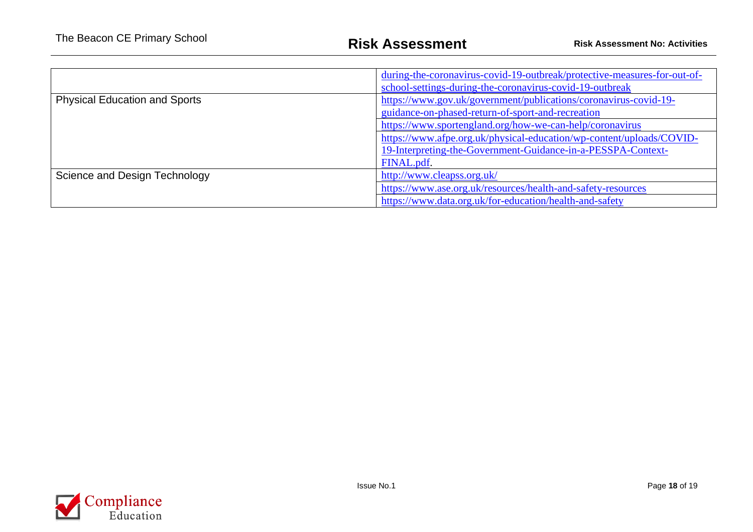| | |
|---|---|
| | during-the-coronavirus-covid-19-outbreak/protective-measures-for-out-of-school-settings-during-the-coronavirus-covid-19-outbreak |
| Physical Education and Sports | https://www.gov.uk/government/publications/coronavirus-covid-19-guidance-on-phased-return-of-sport-and-recreation |
| | https://www.sportengland.org/how-we-can-help/coronavirus |
| | https://www.afpe.org.uk/physical-education/wp-content/uploads/COVID-19-Interpreting-the-Government-Guidance-in-a-PESSPA-Context-FINAL.pdf. |
| Science and Design Technology | http://www.cleapss.org.uk/ |
| | https://www.ase.org.uk/resources/health-and-safety-resources |
| | https://www.data.org.uk/for-education/health-and-safety |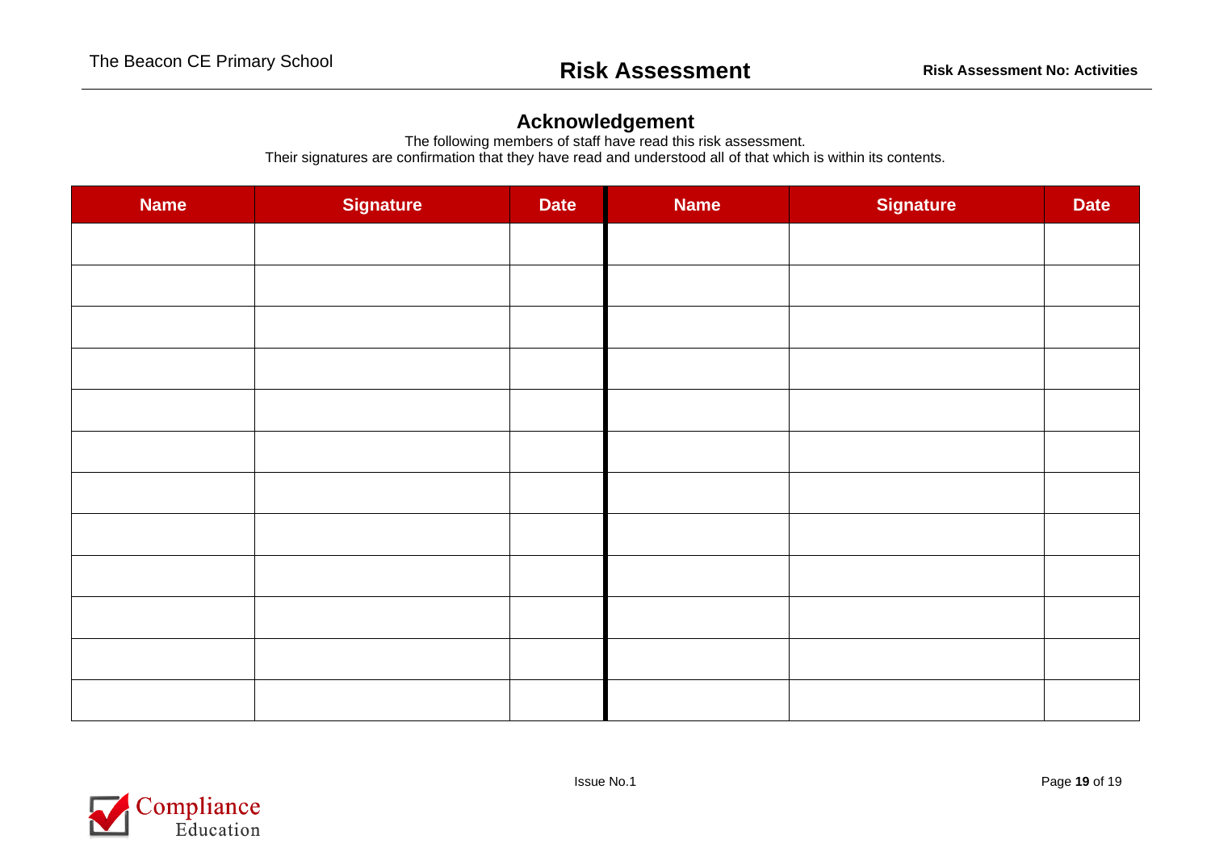## Acknowledgement

The following members of staff have read this risk assessment.
Their signatures are confirmation that they have read and understood all of that which is within its contents.

| Name | Signature | Date | Name | Signature | Date |
|---|---|---|---|---|---|
| | | | | | |
| | | | | | |
| | | | | | |
| | | | | | |
| | | | | | |
| | | | | | |
| | | | | | |
| | | | | | |
| | | | | | |
| | | | | | |
| | | | | | |
| | | | | | |